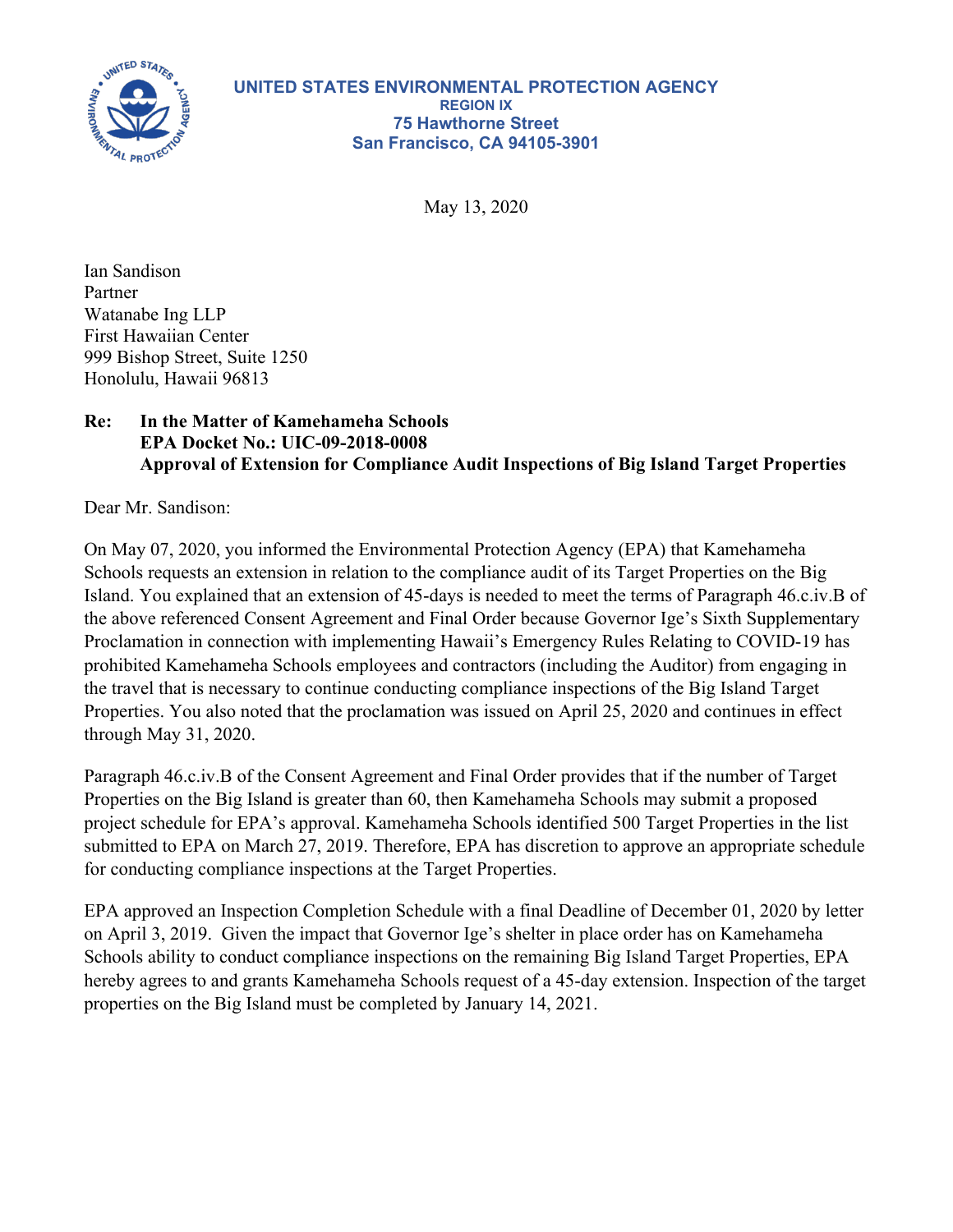**UNITED STATES ENVIRONMENTAL PROTECTION AGENCY**
**REGION IX**
**75 Hawthorne Street**
**San Francisco, CA 94105-3901**

May 13, 2020

Ian Sandison
Partner
Watanabe Ing LLP
First Hawaiian Center
999 Bishop Street, Suite 1250
Honolulu, Hawaii 96813

**Re: In the Matter of Kamehameha Schools**
**EPA Docket No.: UIC-09-2018-0008**
**Approval of Extension for Compliance Audit Inspections of Big Island Target Properties**

Dear Mr. Sandison:

On May 07, 2020, you informed the Environmental Protection Agency (EPA) that Kamehameha Schools requests an extension in relation to the compliance audit of its Target Properties on the Big Island. You explained that an extension of 45-days is needed to meet the terms of Paragraph 46.c.iv.B of the above referenced Consent Agreement and Final Order because Governor Ige's Sixth Supplementary Proclamation in connection with implementing Hawaii's Emergency Rules Relating to COVID-19 has prohibited Kamehameha Schools employees and contractors (including the Auditor) from engaging in the travel that is necessary to continue conducting compliance inspections of the Big Island Target Properties. You also noted that the proclamation was issued on April 25, 2020 and continues in effect through May 31, 2020.

Paragraph 46.c.iv.B of the Consent Agreement and Final Order provides that if the number of Target Properties on the Big Island is greater than 60, then Kamehameha Schools may submit a proposed project schedule for EPA's approval. Kamehameha Schools identified 500 Target Properties in the list submitted to EPA on March 27, 2019. Therefore, EPA has discretion to approve an appropriate schedule for conducting compliance inspections at the Target Properties.

EPA approved an Inspection Completion Schedule with a final Deadline of December 01, 2020 by letter on April 3, 2019. Given the impact that Governor Ige's shelter in place order has on Kamehameha Schools ability to conduct compliance inspections on the remaining Big Island Target Properties, EPA hereby agrees to and grants Kamehameha Schools request of a 45-day extension. Inspection of the target properties on the Big Island must be completed by January 14, 2021.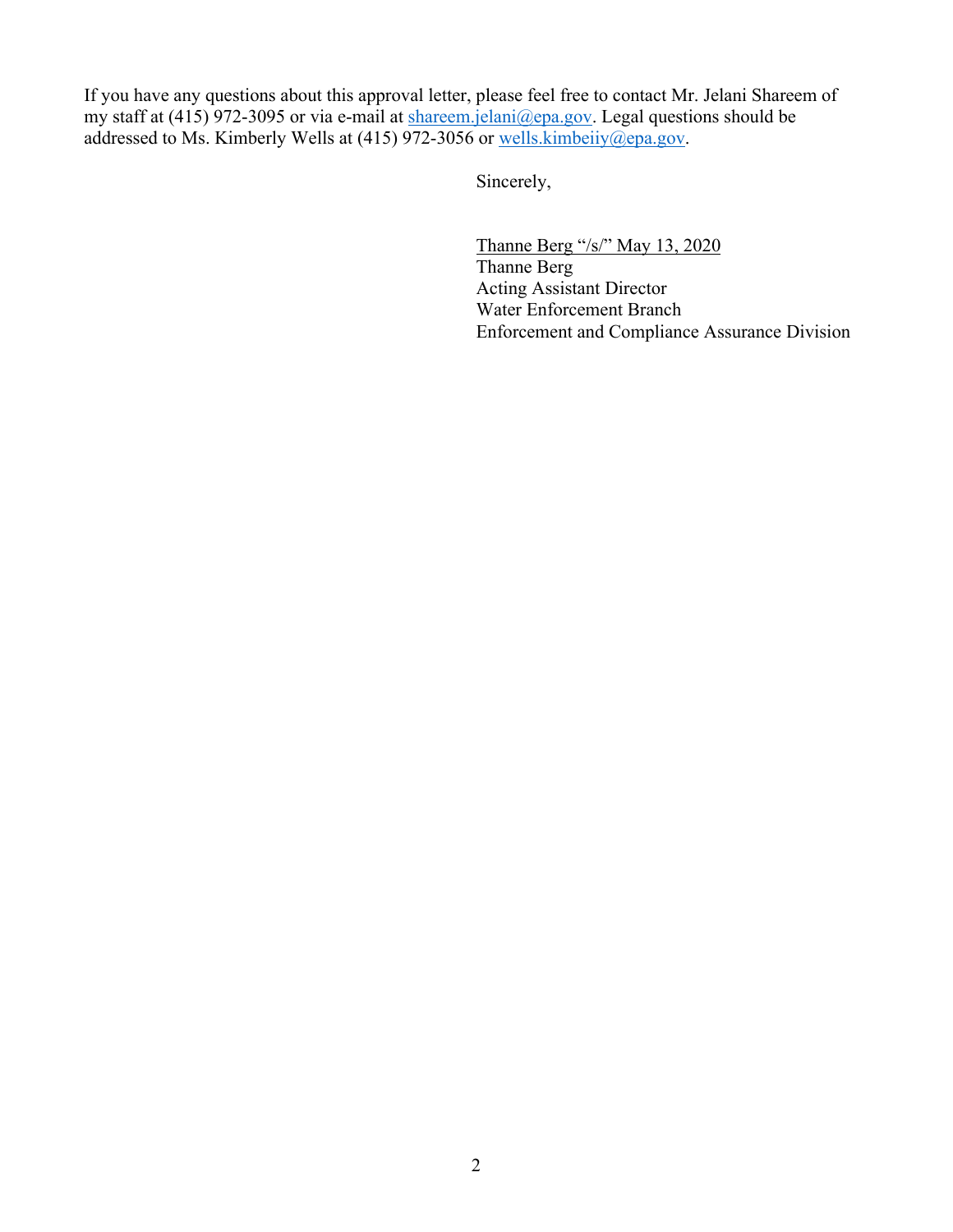If you have any questions about this approval letter, please feel free to contact Mr. Jelani Shareem of my staff at (415) 972-3095 or via e-mail at shareem.jelani@epa.gov. Legal questions should be addressed to Ms. Kimberly Wells at (415) 972-3056 or wells.kimbeiiy@epa.gov.

Sincerely,

Thanne Berg "/s/" May 13, 2020
Thanne Berg
Acting Assistant Director
Water Enforcement Branch
Enforcement and Compliance Assurance Division